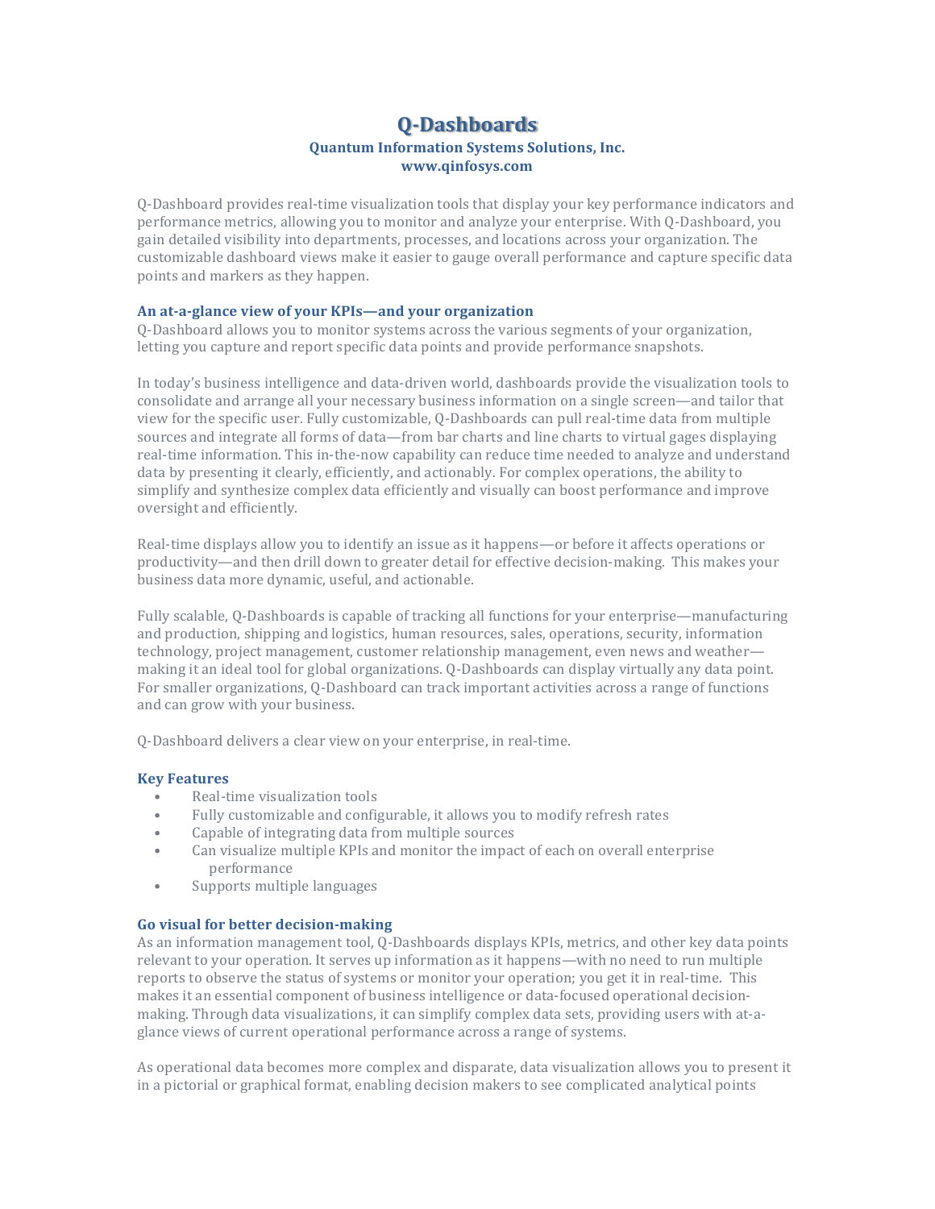# Q-Dashboards

**Quantum Information Systems Solutions, Inc.**
**www.qinfosys.com**

Q-Dashboard provides real-time visualization tools that display your key performance indicators and performance metrics, allowing you to monitor and analyze your enterprise. With Q-Dashboard, you gain detailed visibility into departments, processes, and locations across your organization. The customizable dashboard views make it easier to gauge overall performance and capture specific data points and markers as they happen.

### An at-a-glance view of your KPIs—and your organization

Q-Dashboard allows you to monitor systems across the various segments of your organization, letting you capture and report specific data points and provide performance snapshots.

In today's business intelligence and data-driven world, dashboards provide the visualization tools to consolidate and arrange all your necessary business information on a single screen—and tailor that view for the specific user. Fully customizable, Q-Dashboards can pull real-time data from multiple sources and integrate all forms of data—from bar charts and line charts to virtual gages displaying real-time information. This in-the-now capability can reduce time needed to analyze and understand data by presenting it clearly, efficiently, and actionably. For complex operations, the ability to simplify and synthesize complex data efficiently and visually can boost performance and improve oversight and efficiently.

Real-time displays allow you to identify an issue as it happens—or before it affects operations or productivity—and then drill down to greater detail for effective decision-making. This makes your business data more dynamic, useful, and actionable.

Fully scalable, Q-Dashboards is capable of tracking all functions for your enterprise—manufacturing and production, shipping and logistics, human resources, sales, operations, security, information technology, project management, customer relationship management, even news and weather—making it an ideal tool for global organizations. Q-Dashboards can display virtually any data point. For smaller organizations, Q-Dashboard can track important activities across a range of functions and can grow with your business.

Q-Dashboard delivers a clear view on your enterprise, in real-time.

### Key Features

- Real-time visualization tools
- Fully customizable and configurable, it allows you to modify refresh rates
- Capable of integrating data from multiple sources
- Can visualize multiple KPIs and monitor the impact of each on overall enterprise performance
- Supports multiple languages

### Go visual for better decision-making

As an information management tool, Q-Dashboards displays KPIs, metrics, and other key data points relevant to your operation. It serves up information as it happens—with no need to run multiple reports to observe the status of systems or monitor your operation; you get it in real-time. This makes it an essential component of business intelligence or data-focused operational decision-making. Through data visualizations, it can simplify complex data sets, providing users with at-a-glance views of current operational performance across a range of systems.

As operational data becomes more complex and disparate, data visualization allows you to present it in a pictorial or graphical format, enabling decision makers to see complicated analytical points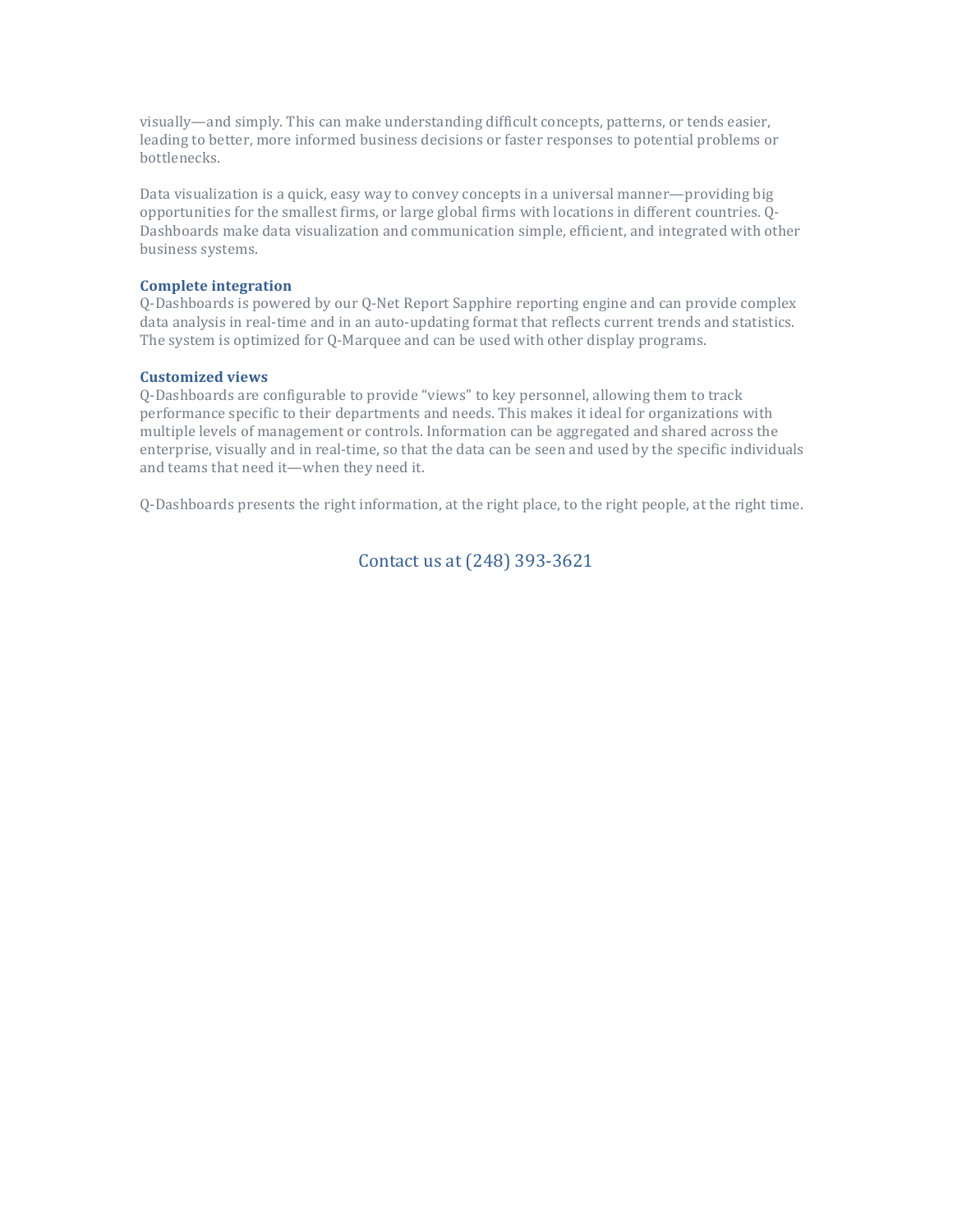visually—and simply. This can make understanding difficult concepts, patterns, or tends easier, leading to better, more informed business decisions or faster responses to potential problems or bottlenecks.

Data visualization is a quick, easy way to convey concepts in a universal manner—providing big opportunities for the smallest firms, or large global firms with locations in different countries. Q-Dashboards make data visualization and communication simple, efficient, and integrated with other business systems.

**Complete integration**

Q-Dashboards is powered by our Q-Net Report Sapphire reporting engine and can provide complex data analysis in real-time and in an auto-updating format that reflects current trends and statistics. The system is optimized for Q-Marquee and can be used with other display programs.

**Customized views**

Q-Dashboards are configurable to provide "views" to key personnel, allowing them to track performance specific to their departments and needs. This makes it ideal for organizations with multiple levels of management or controls. Information can be aggregated and shared across the enterprise, visually and in real-time, so that the data can be seen and used by the specific individuals and teams that need it—when they need it.

Q-Dashboards presents the right information, at the right place, to the right people, at the right time.

Contact us at (248) 393-3621